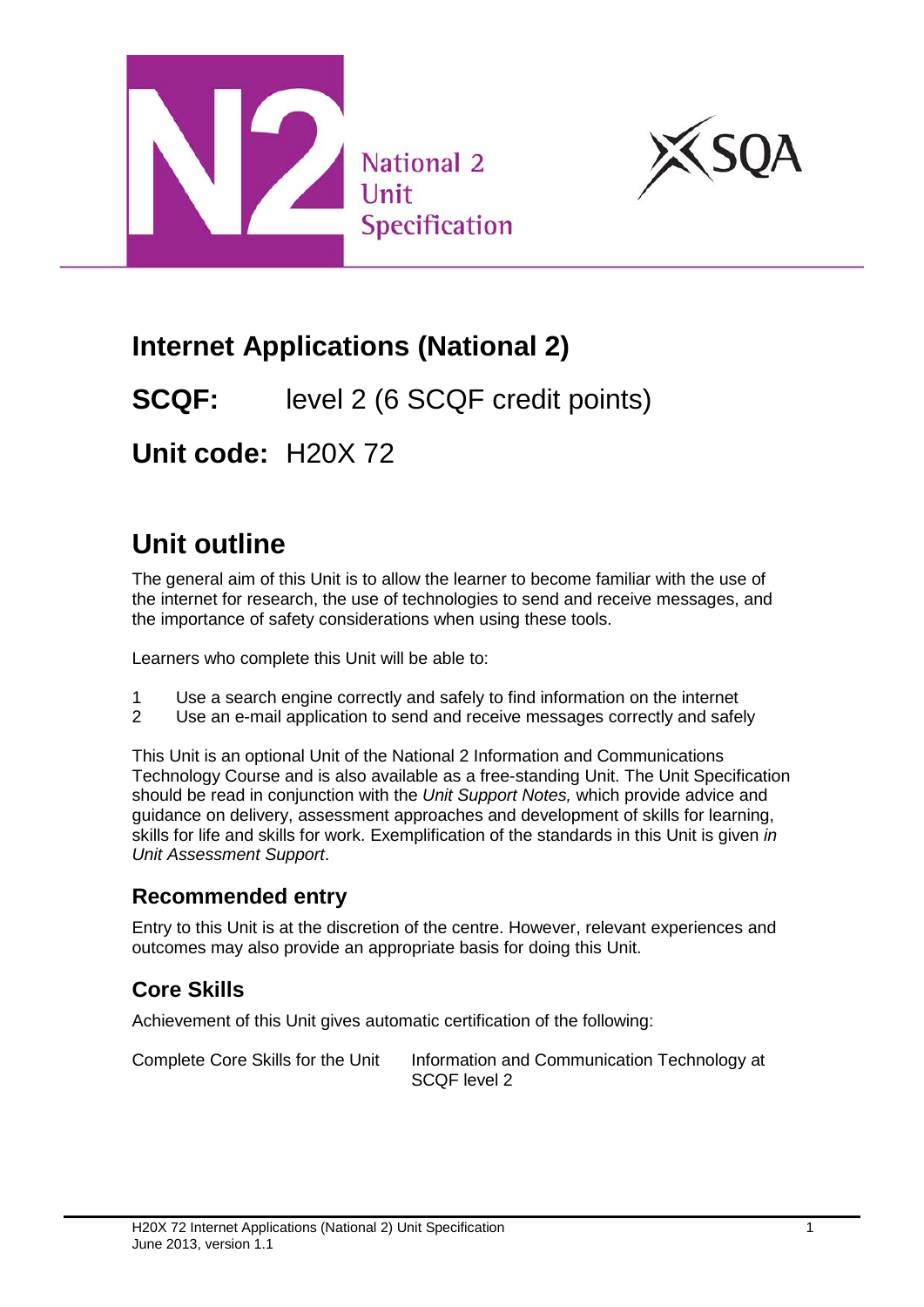National 2 Unit Specification

# Internet Applications (National 2)

## SCQF: level 2 (6 SCQF credit points)

## Unit code: H20X 72

# Unit outline

The general aim of this Unit is to allow the learner to become familiar with the use of the internet for research, the use of technologies to send and receive messages, and the importance of safety considerations when using these tools.

Learners who complete this Unit will be able to:

1. Use a search engine correctly and safely to find information on the internet
2. Use an e-mail application to send and receive messages correctly and safely

This Unit is an optional Unit of the National 2 Information and Communications Technology Course and is also available as a free-standing Unit. The Unit Specification should be read in conjunction with the *Unit Support Notes,* which provide advice and guidance on delivery, assessment approaches and development of skills for learning, skills for life and skills for work. Exemplification of the standards in this Unit is given *in Unit Assessment Support*.

## Recommended entry

Entry to this Unit is at the discretion of the centre. However, relevant experiences and outcomes may also provide an appropriate basis for doing this Unit.

## Core Skills

Achievement of this Unit gives automatic certification of the following:

| Complete Core Skills for the Unit | Information and Communication Technology at SCQF level 2 |
|---|---|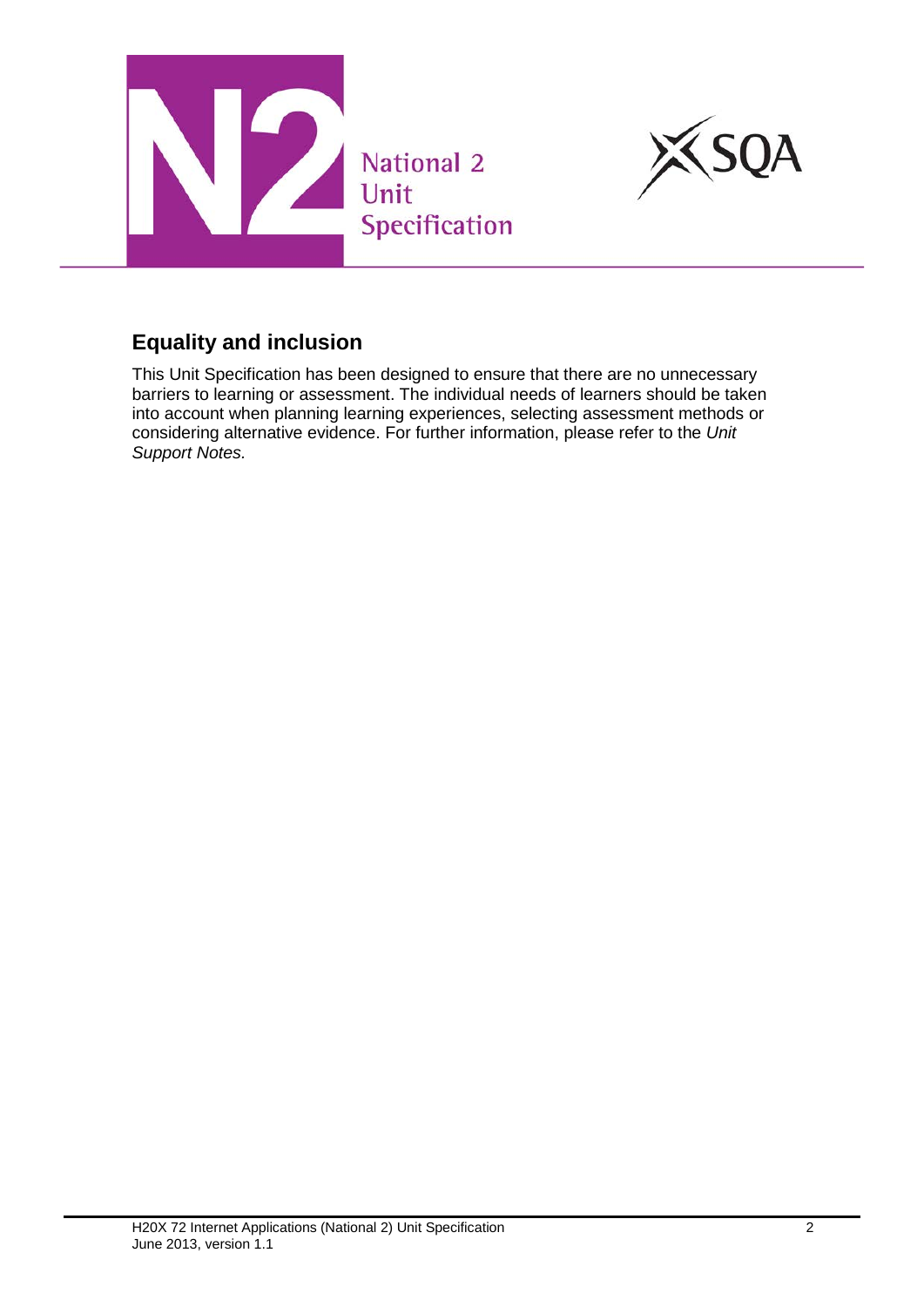## Equality and inclusion

This Unit Specification has been designed to ensure that there are no unnecessary barriers to learning or assessment. The individual needs of learners should be taken into account when planning learning experiences, selecting assessment methods or considering alternative evidence. For further information, please refer to the *Unit Support Notes.*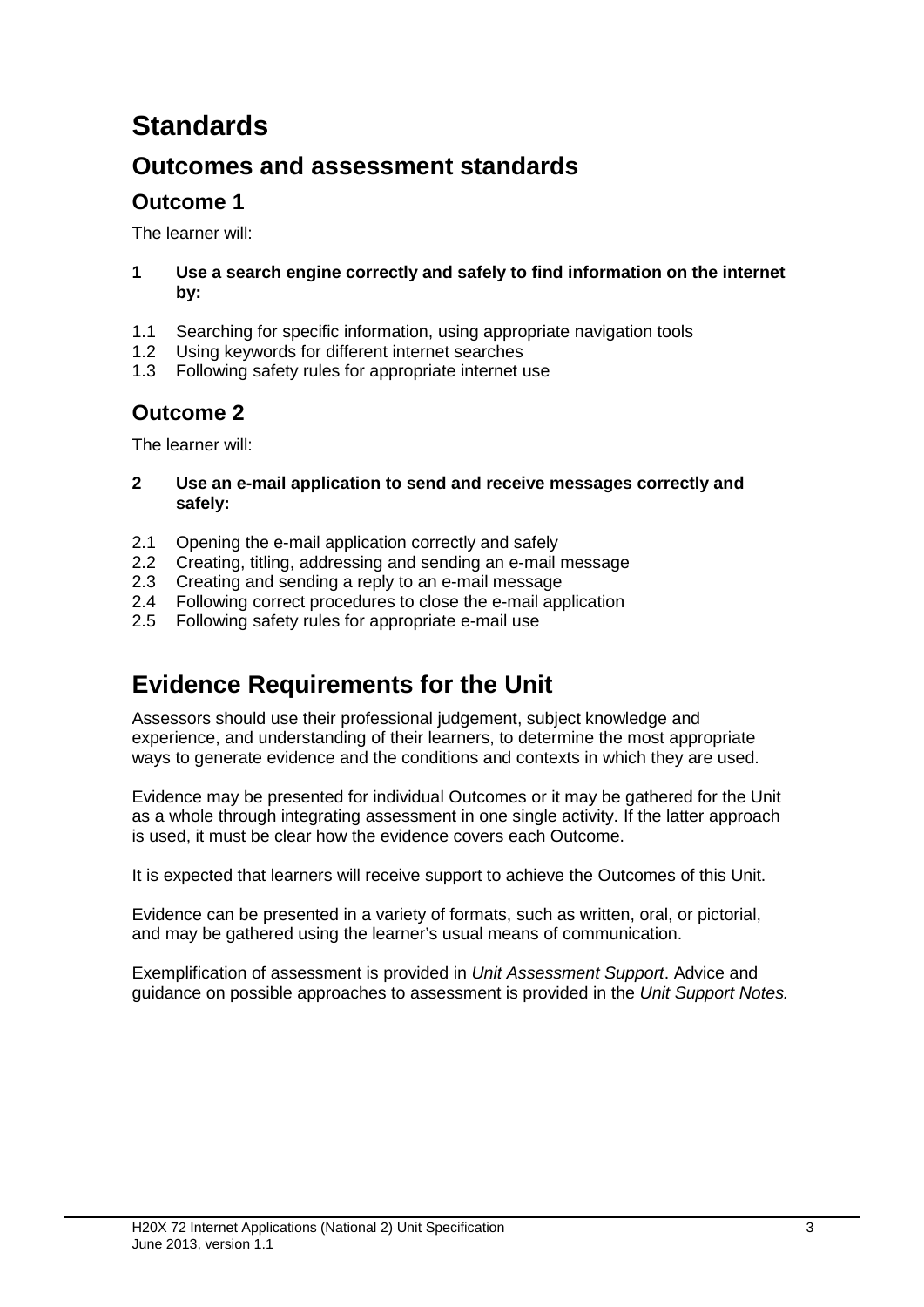# Standards

## Outcomes and assessment standards

### Outcome 1

The learner will:

**1 Use a search engine correctly and safely to find information on the internet by:**

1.1 Searching for specific information, using appropriate navigation tools
1.2 Using keywords for different internet searches
1.3 Following safety rules for appropriate internet use

### Outcome 2

The learner will:

**2 Use an e-mail application to send and receive messages correctly and safely:**

2.1 Opening the e-mail application correctly and safely
2.2 Creating, titling, addressing and sending an e-mail message
2.3 Creating and sending a reply to an e-mail message
2.4 Following correct procedures to close the e-mail application
2.5 Following safety rules for appropriate e-mail use

# Evidence Requirements for the Unit

Assessors should use their professional judgement, subject knowledge and experience, and understanding of their learners, to determine the most appropriate ways to generate evidence and the conditions and contexts in which they are used.

Evidence may be presented for individual Outcomes or it may be gathered for the Unit as a whole through integrating assessment in one single activity. If the latter approach is used, it must be clear how the evidence covers each Outcome.

It is expected that learners will receive support to achieve the Outcomes of this Unit.

Evidence can be presented in a variety of formats, such as written, oral, or pictorial, and may be gathered using the learner's usual means of communication.

Exemplification of assessment is provided in *Unit Assessment Support*. Advice and guidance on possible approaches to assessment is provided in the *Unit Support Notes.*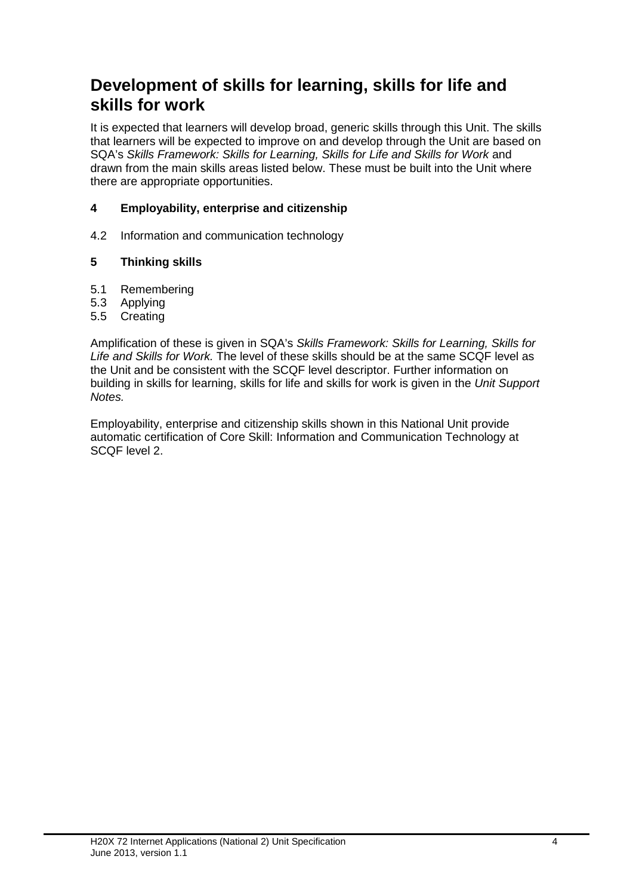## Development of skills for learning, skills for life and skills for work

It is expected that learners will develop broad, generic skills through this Unit. The skills that learners will be expected to improve on and develop through the Unit are based on SQA's *Skills Framework: Skills for Learning, Skills for Life and Skills for Work* and drawn from the main skills areas listed below. These must be built into the Unit where there are appropriate opportunities.

**4 Employability, enterprise and citizenship**

4.2 Information and communication technology

**5 Thinking skills**

5.1 Remembering
5.3 Applying
5.5 Creating

Amplification of these is given in SQA's *Skills Framework: Skills for Learning, Skills for Life and Skills for Work.* The level of these skills should be at the same SCQF level as the Unit and be consistent with the SCQF level descriptor. Further information on building in skills for learning, skills for life and skills for work is given in the *Unit Support Notes.*

Employability, enterprise and citizenship skills shown in this National Unit provide automatic certification of Core Skill: Information and Communication Technology at SCQF level 2.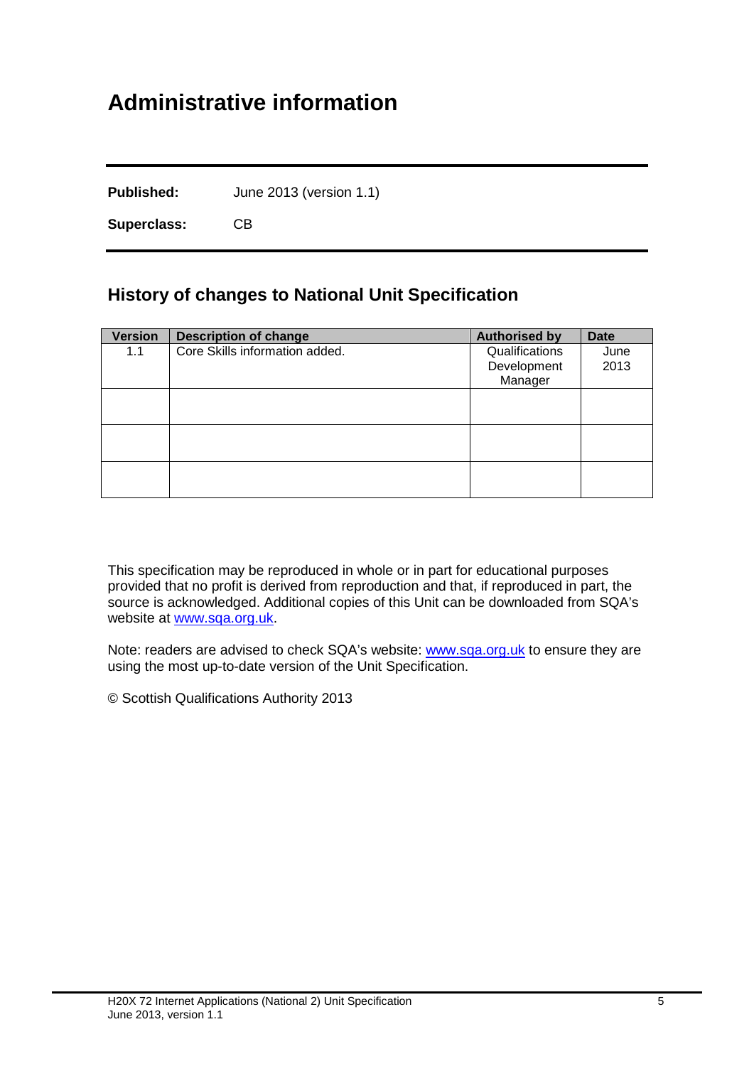# Administrative information

**Published:** June 2013 (version 1.1)

**Superclass:** CB

## History of changes to National Unit Specification

| Version | Description of change | Authorised by | Date |
|---|---|---|---|
| 1.1 | Core Skills information added. | Qualifications Development Manager | June 2013 |
| | | | |
| | | | |
| | | | |

This specification may be reproduced in whole or in part for educational purposes provided that no profit is derived from reproduction and that, if reproduced in part, the source is acknowledged. Additional copies of this Unit can be downloaded from SQA's website at www.sqa.org.uk.

Note: readers are advised to check SQA's website: www.sqa.org.uk to ensure they are using the most up-to-date version of the Unit Specification.

© Scottish Qualifications Authority 2013